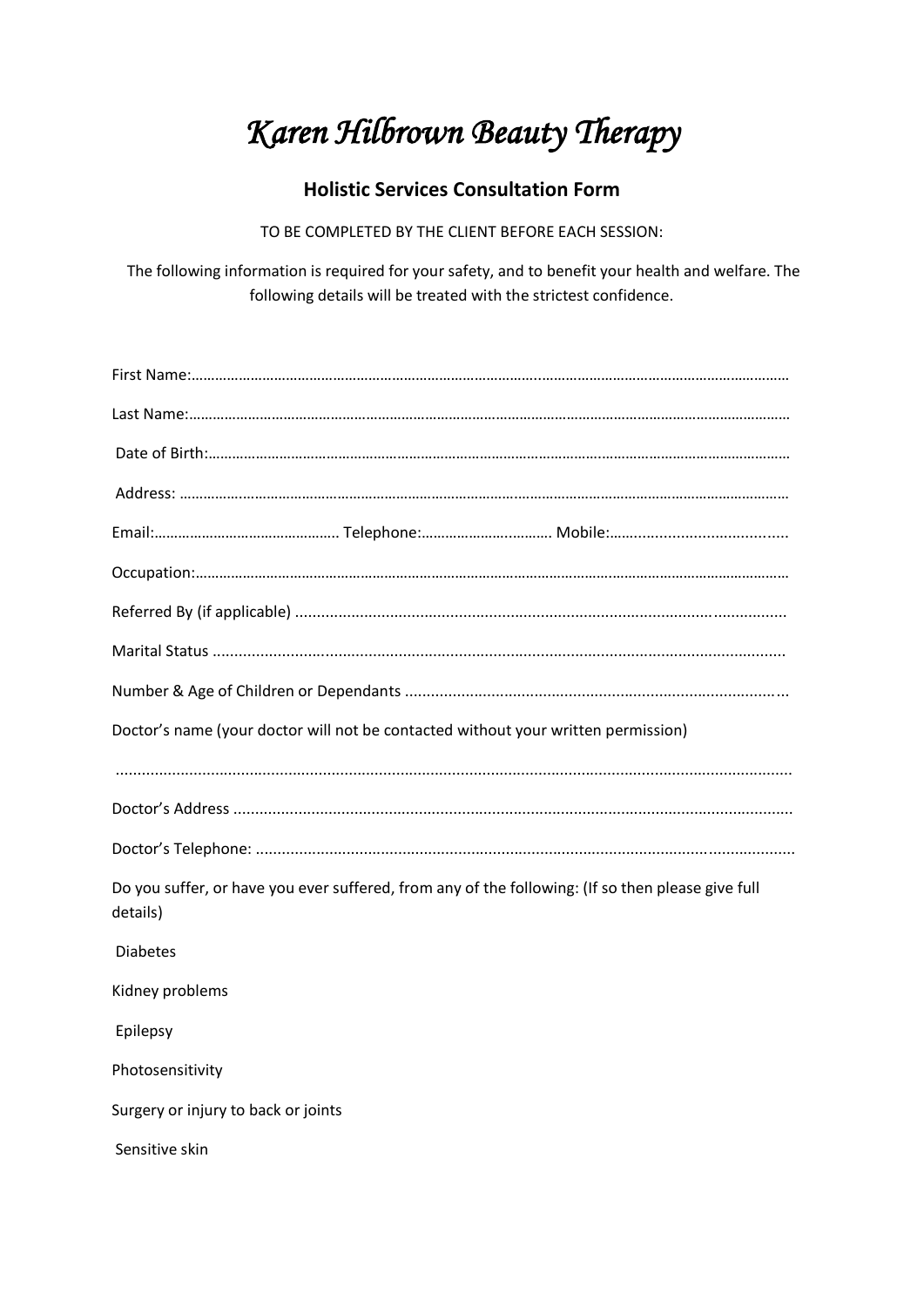# *Karen Hilbrown Beauty Therapy*

## Holistic Services Consultation Form

TO BE COMPLETED BY THE CLIENT BEFORE EACH SESSION:

The following information is required for your safety, and to benefit your health and welfare. The following details will be treated with the strictest confidence.

First Name:……………………………………………………………………………………………………………………………………

Last Name:……………………………………………………………………………………………………………………………………

Date of Birth:…………………………………………………………………………………………………………………………………

Address: ………………………………………………………………………………………………………………………………………

Email:………………………………………… Telephone:…………………………… Mobile:…………………………………

Occupation:…………………………………………………………………………………………………………………………………

Referred By (if applicable) ............................................................................................................

Marital Status ...............................................................................................................................

Number & Age of Children or Dependants ....................................................................................

Doctor's name (your doctor will not be contacted without your written permission)

.......................................................................................................................................................

Doctor's Address ...........................................................................................................................

Doctor's Telephone: .......................................................................................................................

Do you suffer, or have you ever suffered, from any of the following: (If so then please give full details)

Diabetes

Kidney problems

Epilepsy

Photosensitivity

Surgery or injury to back or joints

Sensitive skin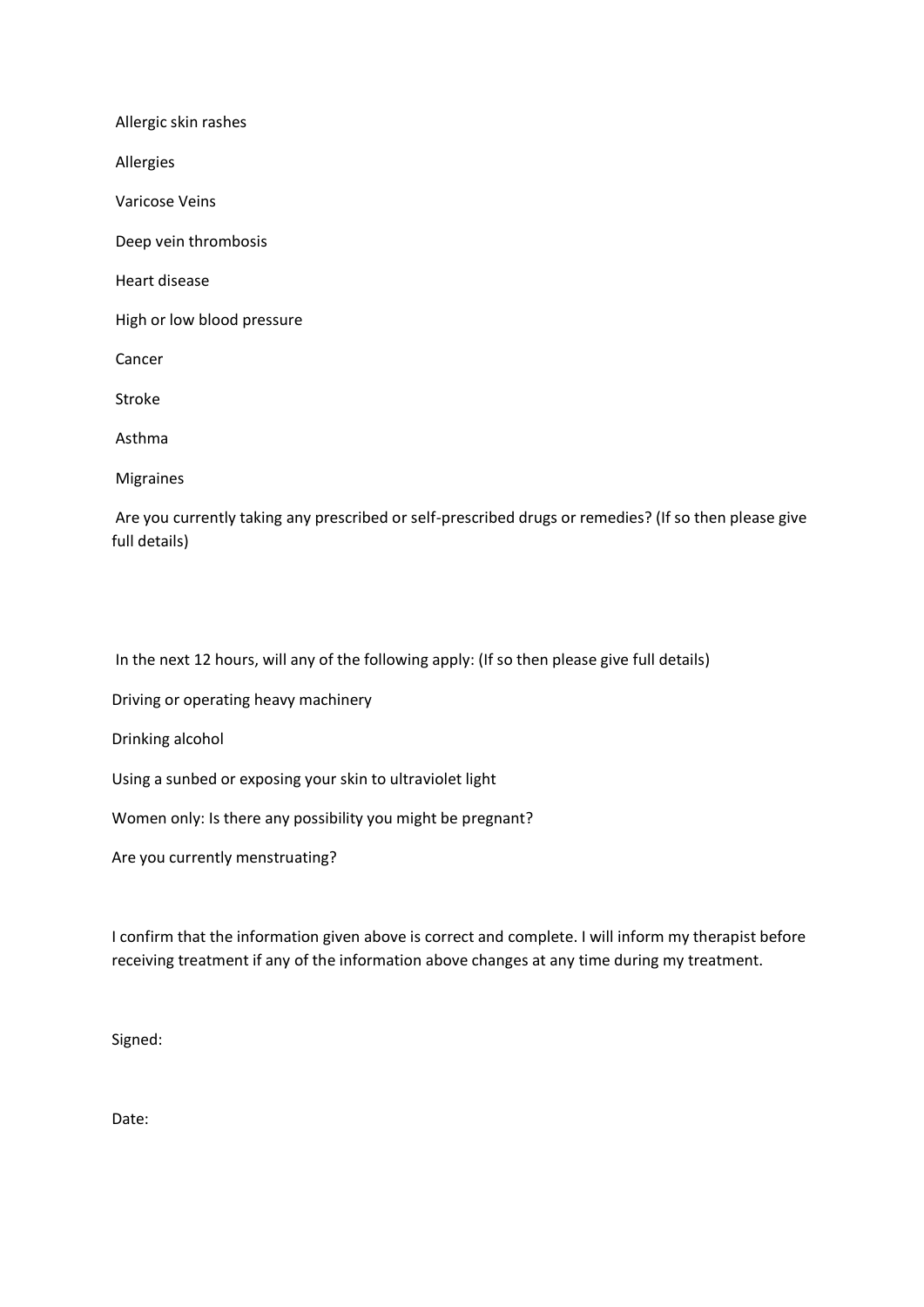Allergic skin rashes

Allergies

Varicose Veins

Deep vein thrombosis

Heart disease

High or low blood pressure

Cancer

Stroke

Asthma

Migraines

Are you currently taking any prescribed or self-prescribed drugs or remedies? (If so then please give full details)

In the next 12 hours, will any of the following apply: (If so then please give full details)

Driving or operating heavy machinery

Drinking alcohol

Using a sunbed or exposing your skin to ultraviolet light

Women only: Is there any possibility you might be pregnant?

Are you currently menstruating?

I confirm that the information given above is correct and complete. I will inform my therapist before receiving treatment if any of the information above changes at any time during my treatment.

Signed:

Date: